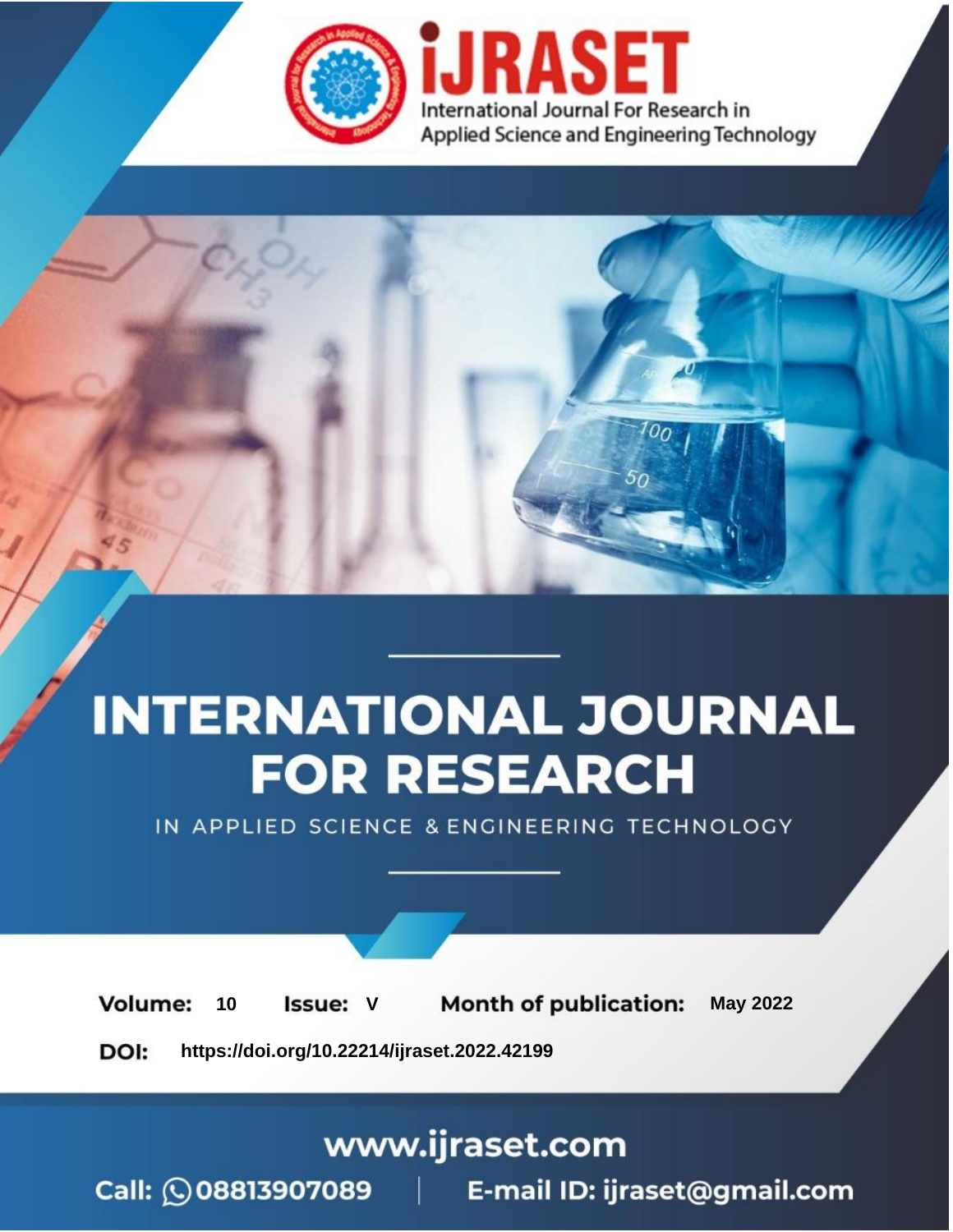iJRASET

International Journal For Research in Applied Science and Engineering Technology

# INTERNATIONAL JOURNAL FOR RESEARCH

IN APPLIED SCIENCE & ENGINEERING TECHNOLOGY

**Volume:** 10 **Issue:** V **Month of publication:** May 2022

**DOI:** https://doi.org/10.22214/ijraset.2022.42199

www.ijraset.com

Call: 08813907089 | E-mail ID: ijraset@gmail.com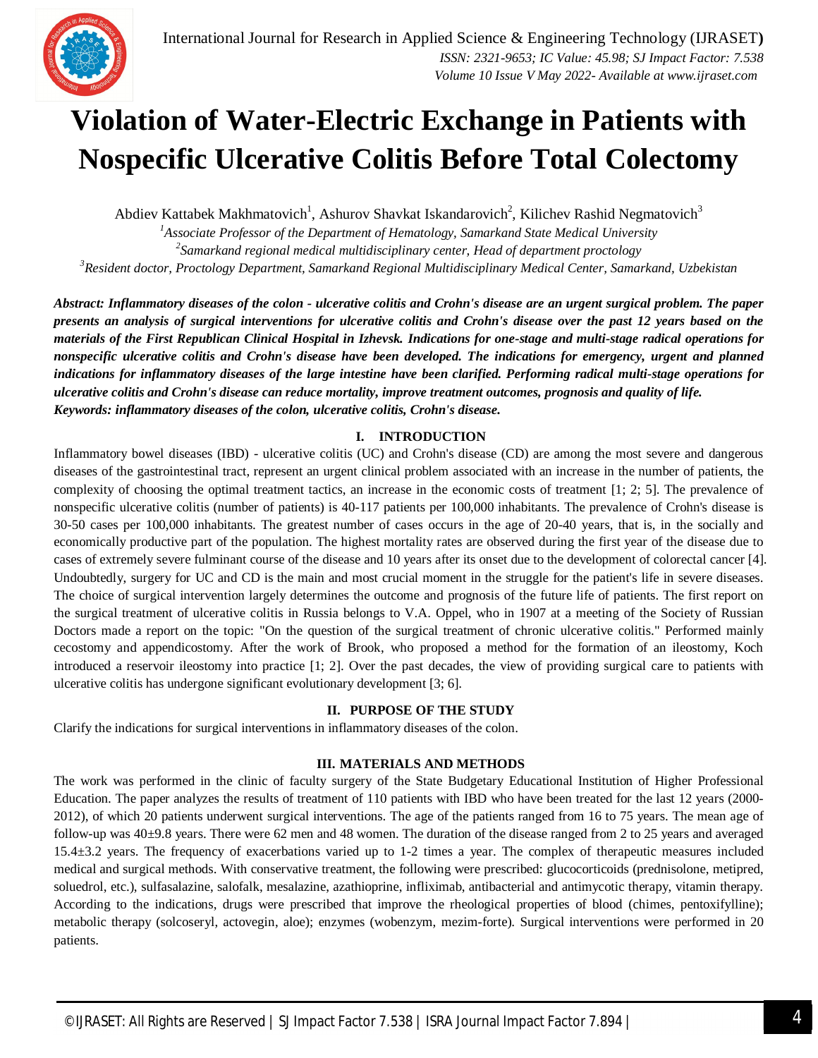# Violation of Water-Electric Exchange in Patients with Nospecific Ulcerative Colitis Before Total Colectomy

Abdiev Kattabek Makhmatovich[1], Ashurov Shavkat Iskandarovich[2], Kilichev Rashid Negmatovich[3]

[1]*Associate Professor of the Department of Hematology, Samarkand State Medical University*

[2]*Samarkand regional medical multidisciplinary center, Head of department proctology*

[3]*Resident doctor, Proctology Department, Samarkand Regional Multidisciplinary Medical Center, Samarkand, Uzbekistan*

***Abstract:** Inflammatory diseases of the colon - ulcerative colitis and Crohn's disease are an urgent surgical problem. The paper presents an analysis of surgical interventions for ulcerative colitis and Crohn's disease over the past 12 years based on the materials of the First Republican Clinical Hospital in Izhevsk. Indications for one-stage and multi-stage radical operations for nonspecific ulcerative colitis and Crohn's disease have been developed. The indications for emergency, urgent and planned indications for inflammatory diseases of the large intestine have been clarified. Performing radical multi-stage operations for ulcerative colitis and Crohn's disease can reduce mortality, improve treatment outcomes, prognosis and quality of life.*

***Keywords:** inflammatory diseases of the colon, ulcerative colitis, Crohn's disease.*

## I. INTRODUCTION

Inflammatory bowel diseases (IBD) - ulcerative colitis (UC) and Crohn's disease (CD) are among the most severe and dangerous diseases of the gastrointestinal tract, represent an urgent clinical problem associated with an increase in the number of patients, the complexity of choosing the optimal treatment tactics, an increase in the economic costs of treatment [1; 2; 5]. The prevalence of nonspecific ulcerative colitis (number of patients) is 40-117 patients per 100,000 inhabitants. The prevalence of Crohn's disease is 30-50 cases per 100,000 inhabitants. The greatest number of cases occurs in the age of 20-40 years, that is, in the socially and economically productive part of the population. The highest mortality rates are observed during the first year of the disease due to cases of extremely severe fulminant course of the disease and 10 years after its onset due to the development of colorectal cancer [4]. Undoubtedly, surgery for UC and CD is the main and most crucial moment in the struggle for the patient's life in severe diseases. The choice of surgical intervention largely determines the outcome and prognosis of the future life of patients. The first report on the surgical treatment of ulcerative colitis in Russia belongs to V.A. Oppel, who in 1907 at a meeting of the Society of Russian Doctors made a report on the topic: "On the question of the surgical treatment of chronic ulcerative colitis." Performed mainly cecostomy and appendicostomy. After the work of Brook, who proposed a method for the formation of an ileostomy, Koch introduced a reservoir ileostomy into practice [1; 2]. Over the past decades, the view of providing surgical care to patients with ulcerative colitis has undergone significant evolutionary development [3; 6].

## II. PURPOSE OF THE STUDY

Clarify the indications for surgical interventions in inflammatory diseases of the colon.

## III. MATERIALS AND METHODS

The work was performed in the clinic of faculty surgery of the State Budgetary Educational Institution of Higher Professional Education. The paper analyzes the results of treatment of 110 patients with IBD who have been treated for the last 12 years (2000-2012), of which 20 patients underwent surgical interventions. The age of the patients ranged from 16 to 75 years. The mean age of follow-up was 40±9.8 years. There were 62 men and 48 women. The duration of the disease ranged from 2 to 25 years and averaged 15.4±3.2 years. The frequency of exacerbations varied up to 1-2 times a year. The complex of therapeutic measures included medical and surgical methods. With conservative treatment, the following were prescribed: glucocorticoids (prednisolone, metipred, soluedrol, etc.), sulfasalazine, salofalk, mesalazine, azathioprine, infliximab, antibacterial and antimycotic therapy, vitamin therapy. According to the indications, drugs were prescribed that improve the rheological properties of blood (chimes, pentoxifylline); metabolic therapy (solcoseryl, actovegin, aloe); enzymes (wobenzym, mezim-forte). Surgical interventions were performed in 20 patients.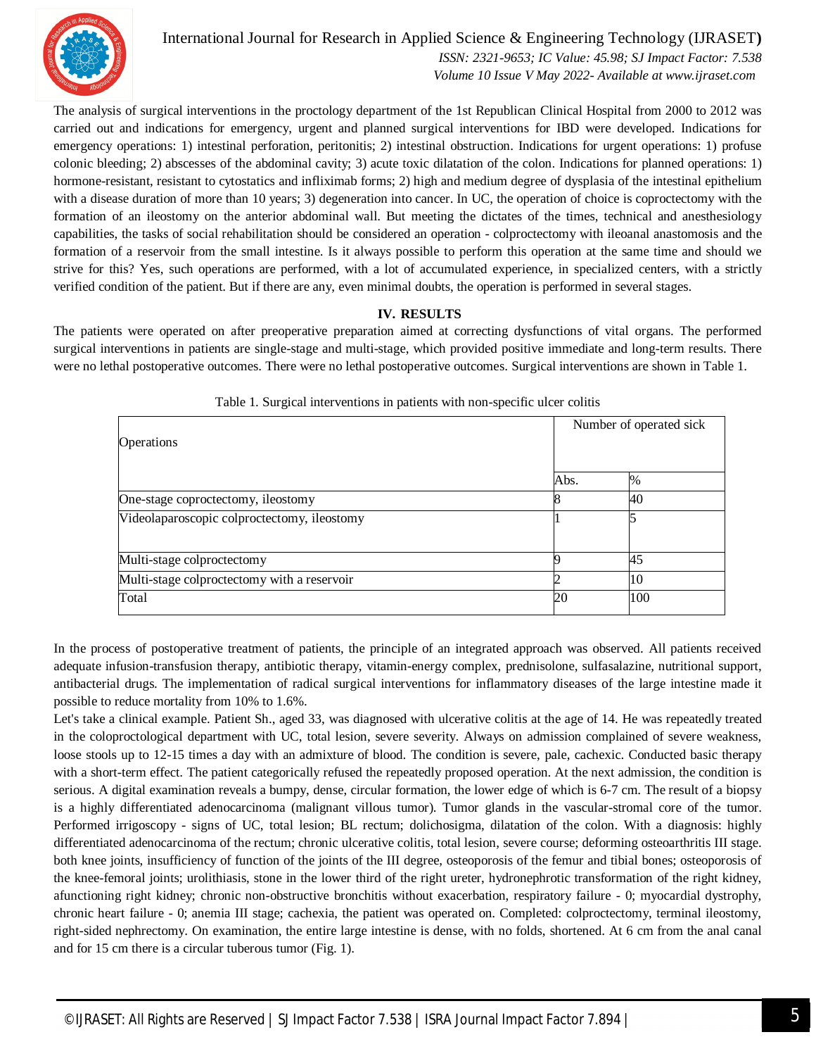The analysis of surgical interventions in the proctology department of the 1st Republican Clinical Hospital from 2000 to 2012 was carried out and indications for emergency, urgent and planned surgical interventions for IBD were developed. Indications for emergency operations: 1) intestinal perforation, peritonitis; 2) intestinal obstruction. Indications for urgent operations: 1) profuse colonic bleeding; 2) abscesses of the abdominal cavity; 3) acute toxic dilatation of the colon. Indications for planned operations: 1) hormone-resistant, resistant to cytostatics and infliximab forms; 2) high and medium degree of dysplasia of the intestinal epithelium with a disease duration of more than 10 years; 3) degeneration into cancer. In UC, the operation of choice is coproctectomy with the formation of an ileostomy on the anterior abdominal wall. But meeting the dictates of the times, technical and anesthesiology capabilities, the tasks of social rehabilitation should be considered an operation - colproctectomy with ileoanal anastomosis and the formation of a reservoir from the small intestine. Is it always possible to perform this operation at the same time and should we strive for this? Yes, such operations are performed, with a lot of accumulated experience, in specialized centers, with a strictly verified condition of the patient. But if there are any, even minimal doubts, the operation is performed in several stages.

## IV. RESULTS

The patients were operated on after preoperative preparation aimed at correcting dysfunctions of vital organs. The performed surgical interventions in patients are single-stage and multi-stage, which provided positive immediate and long-term results. There were no lethal postoperative outcomes. There were no lethal postoperative outcomes. Surgical interventions are shown in Table 1.

Table 1. Surgical interventions in patients with non-specific ulcer colitis

| Operations | Number of operated sick | |
|---|---|---|
| | Abs. | % |
| One-stage coproctectomy, ileostomy | 8 | 40 |
| Videolaparoscopic colproctectomy, ileostomy | 1 | 5 |
| Multi-stage colproctectomy | 9 | 45 |
| Multi-stage colproctectomy with a reservoir | 2 | 10 |
| Total | 20 | 100 |

In the process of postoperative treatment of patients, the principle of an integrated approach was observed. All patients received adequate infusion-transfusion therapy, antibiotic therapy, vitamin-energy complex, prednisolone, sulfasalazine, nutritional support, antibacterial drugs. The implementation of radical surgical interventions for inflammatory diseases of the large intestine made it possible to reduce mortality from 10% to 1.6%.

Let's take a clinical example. Patient Sh., aged 33, was diagnosed with ulcerative colitis at the age of 14. He was repeatedly treated in the coloproctological department with UC, total lesion, severe severity. Always on admission complained of severe weakness, loose stools up to 12-15 times a day with an admixture of blood. The condition is severe, pale, cachexic. Conducted basic therapy with a short-term effect. The patient categorically refused the repeatedly proposed operation. At the next admission, the condition is serious. A digital examination reveals a bumpy, dense, circular formation, the lower edge of which is 6-7 cm. The result of a biopsy is a highly differentiated adenocarcinoma (malignant villous tumor). Tumor glands in the vascular-stromal core of the tumor. Performed irrigoscopy - signs of UC, total lesion; BL rectum; dolichosigma, dilatation of the colon. With a diagnosis: highly differentiated adenocarcinoma of the rectum; chronic ulcerative colitis, total lesion, severe course; deforming osteoarthritis III stage. both knee joints, insufficiency of function of the joints of the III degree, osteoporosis of the femur and tibial bones; osteoporosis of the knee-femoral joints; urolithiasis, stone in the lower third of the right ureter, hydronephrotic transformation of the right kidney, afunctioning right kidney; chronic non-obstructive bronchitis without exacerbation, respiratory failure - 0; myocardial dystrophy, chronic heart failure - 0; anemia III stage; cachexia, the patient was operated on. Completed: colproctectomy, terminal ileostomy, right-sided nephrectomy. On examination, the entire large intestine is dense, with no folds, shortened. At 6 cm from the anal canal and for 15 cm there is a circular tuberous tumor (Fig. 1).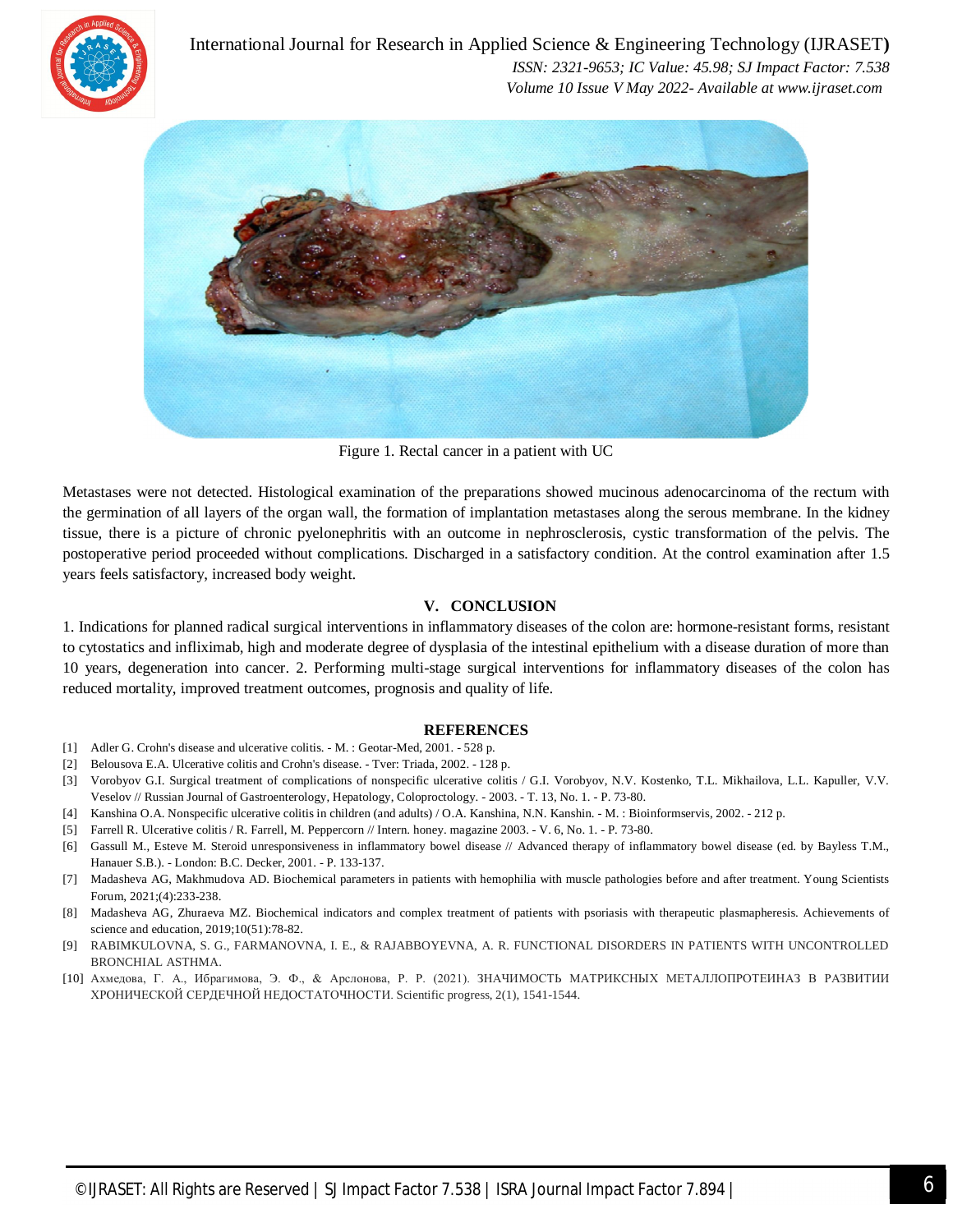Figure 1. Rectal cancer in a patient with UC

Metastases were not detected. Histological examination of the preparations showed mucinous adenocarcinoma of the rectum with the germination of all layers of the organ wall, the formation of implantation metastases along the serous membrane. In the kidney tissue, there is a picture of chronic pyelonephritis with an outcome in nephrosclerosis, cystic transformation of the pelvis. The postoperative period proceeded without complications. Discharged in a satisfactory condition. At the control examination after 1.5 years feels satisfactory, increased body weight.

## V. CONCLUSION

1. Indications for planned radical surgical interventions in inflammatory diseases of the colon are: hormone-resistant forms, resistant to cytostatics and infliximab, high and moderate degree of dysplasia of the intestinal epithelium with a disease duration of more than 10 years, degeneration into cancer. 2. Performing multi-stage surgical interventions for inflammatory diseases of the colon has reduced mortality, improved treatment outcomes, prognosis and quality of life.

## REFERENCES

[1] Adler G. Crohn's disease and ulcerative colitis. - M. : Geotar-Med, 2001. - 528 p.

[2] Belousova E.A. Ulcerative colitis and Crohn's disease. - Tver: Triada, 2002. - 128 p.

[3] Vorobyov G.I. Surgical treatment of complications of nonspecific ulcerative colitis / G.I. Vorobyov, N.V. Kostenko, T.L. Mikhailova, L.L. Kapuller, V.V. Veselov // Russian Journal of Gastroenterology, Hepatology, Coloproctology. - 2003. - T. 13, No. 1. - P. 73-80.

[4] Kanshina O.A. Nonspecific ulcerative colitis in children (and adults) / O.A. Kanshina, N.N. Kanshin. - M. : Bioinformservis, 2002. - 212 p.

[5] Farrell R. Ulcerative colitis / R. Farrell, M. Peppercorn // Intern. honey. magazine 2003. - V. 6, No. 1. - P. 73-80.

[6] Gassull M., Esteve M. Steroid unresponsiveness in inflammatory bowel disease // Advanced therapy of inflammatory bowel disease (ed. by Bayless T.M., Hanauer S.B.). - London: B.C. Decker, 2001. - P. 133-137.

[7] Madasheva AG, Makhmudova AD. Biochemical parameters in patients with hemophilia with muscle pathologies before and after treatment. Young Scientists Forum, 2021;(4):233-238.

[8] Madasheva AG, Zhuraeva MZ. Biochemical indicators and complex treatment of patients with psoriasis with therapeutic plasmapheresis. Achievements of science and education, 2019;10(51):78-82.

[9] RABIMKULOVNA, S. G., FARMANOVNA, I. E., & RAJABBOYEVNA, A. R. FUNCTIONAL DISORDERS IN PATIENTS WITH UNCONTROLLED BRONCHIAL ASTHMA.

[10] Ахмедова, Г. А., Ибрагимова, Э. Ф., & Арслонова, Р. Р. (2021). ЗНАЧИМОСТЬ МАТРИКСНЫХ МЕТАЛЛОПРОТЕИНАЗ В РАЗВИТИИ ХРОНИЧЕСКОЙ СЕРДЕЧНОЙ НЕДОСТАТОЧНОСТИ. Scientific progress, 2(1), 1541-1544.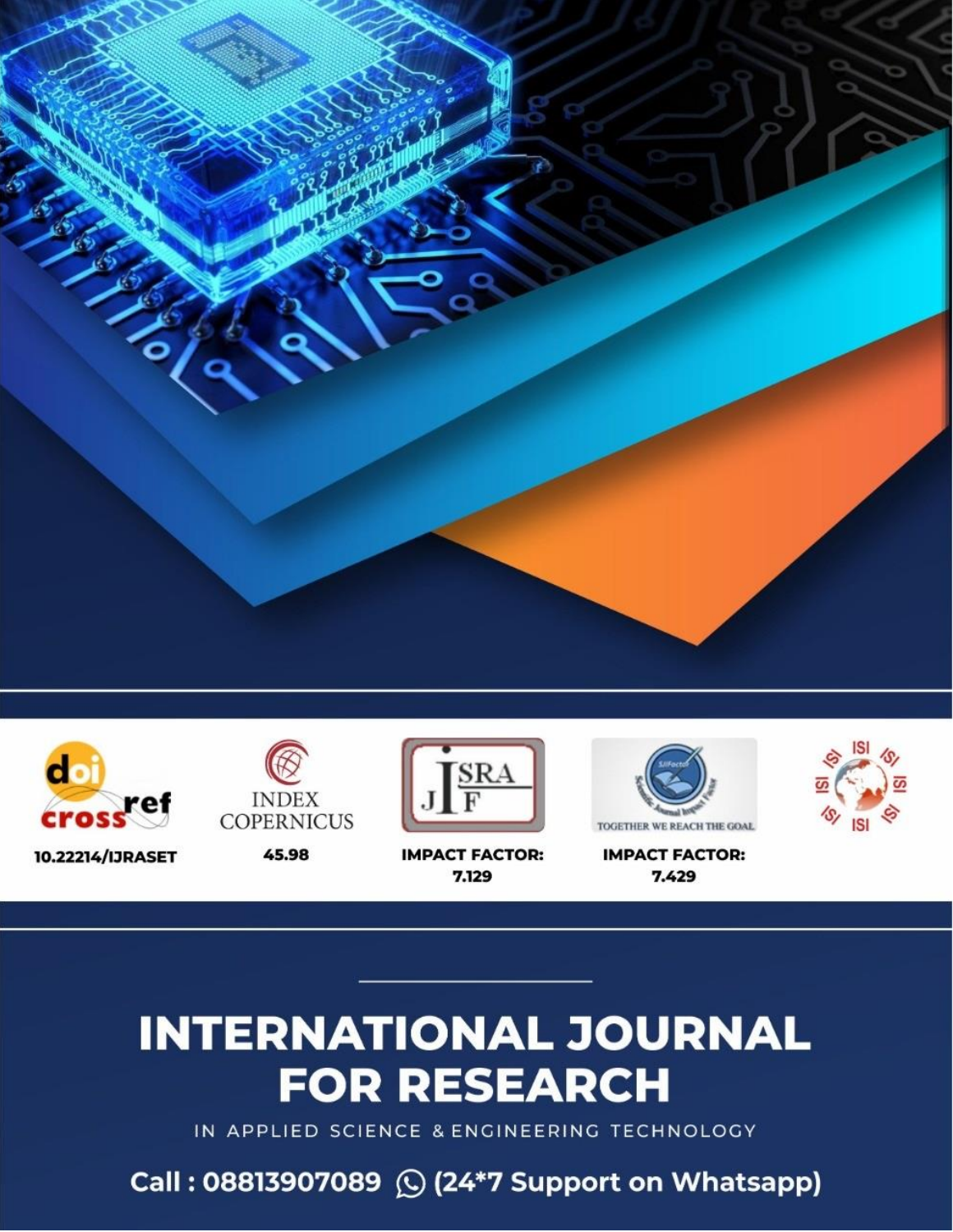10.22214/IJRASET

INDEX COPERNICUS

45.98

IMPACT FACTOR: 7.129

IMPACT FACTOR: 7.429

# INTERNATIONAL JOURNAL FOR RESEARCH

IN APPLIED SCIENCE & ENGINEERING TECHNOLOGY

Call : 08813907089 (24*7 Support on Whatsapp)